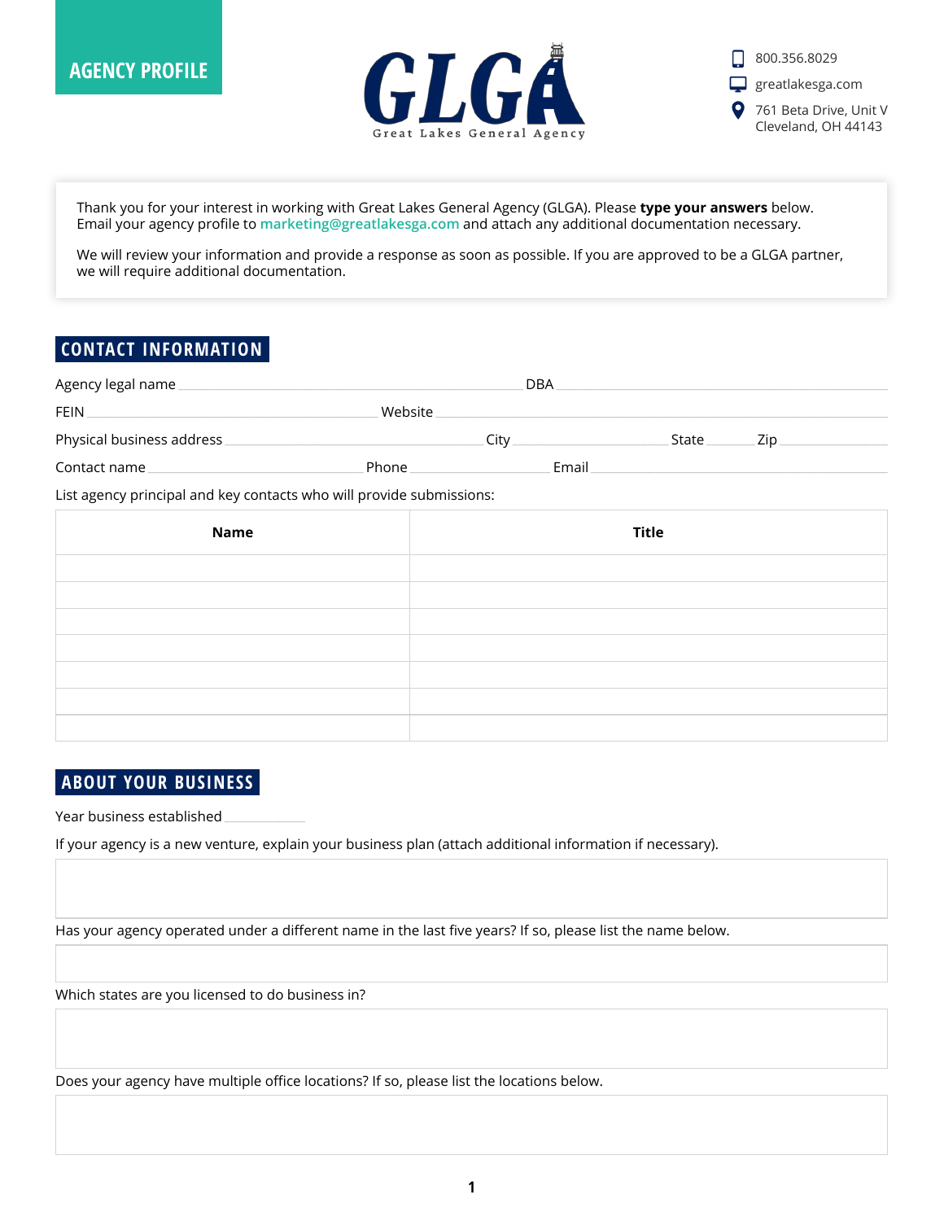**AGENCY PROFILE**

**GLGA**
Great Lakes General Agency

800.356.8029
greatlakesga.com
761 Beta Drive, Unit V
Cleveland, OH 44143

Thank you for your interest in working with Great Lakes General Agency (GLGA). Please **type your answers** below. Email your agency profile to marketing@greatlakesga.com and attach any additional documentation necessary.

We will review your information and provide a response as soon as possible. If you are approved to be a GLGA partner, we will require additional documentation.

## CONTACT INFORMATION

Agency legal name ______________________ DBA ______________________

FEIN ______________________ Website ______________________

Physical business address ______________________ City ______________ State ______ Zip ____________

Contact name ______________________ Phone ______________ Email ______________________

List agency principal and key contacts who will provide submissions:

| Name | Title |
| --- | --- |
| | |
| | |
| | |
| | |
| | |
| | |
| | |

## ABOUT YOUR BUSINESS

Year business established ____________

If your agency is a new venture, explain your business plan (attach additional information if necessary).

Has your agency operated under a different name in the last five years? If so, please list the name below.

Which states are you licensed to do business in?

Does your agency have multiple office locations? If so, please list the locations below.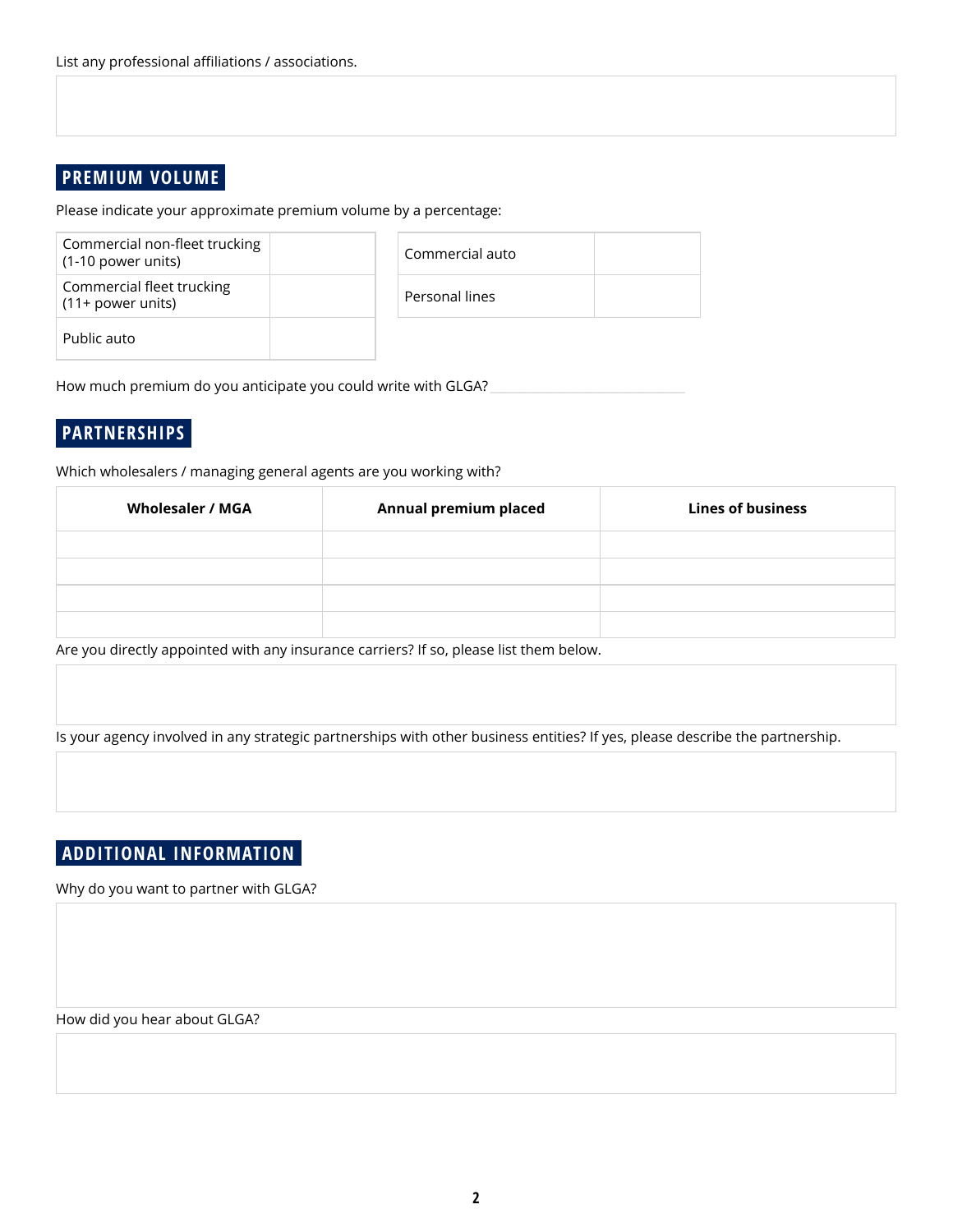List any professional affiliations / associations.

## PREMIUM VOLUME

Please indicate your approximate premium volume by a percentage:

| | |
|---|---|
| Commercial non-fleet trucking (1-10 power units) | |
| Commercial fleet trucking (11+ power units) | |
| Public auto | |

| | |
|---|---|
| Commercial auto | |
| Personal lines | |

How much premium do you anticipate you could write with GLGA? ____________________

## PARTNERSHIPS

Which wholesalers / managing general agents are you working with?

| Wholesaler / MGA | Annual premium placed | Lines of business |
|---|---|---|
| | | |
| | | |
| | | |
| | | |

Are you directly appointed with any insurance carriers? If so, please list them below.

Is your agency involved in any strategic partnerships with other business entities? If yes, please describe the partnership.

## ADDITIONAL INFORMATION

Why do you want to partner with GLGA?

How did you hear about GLGA?